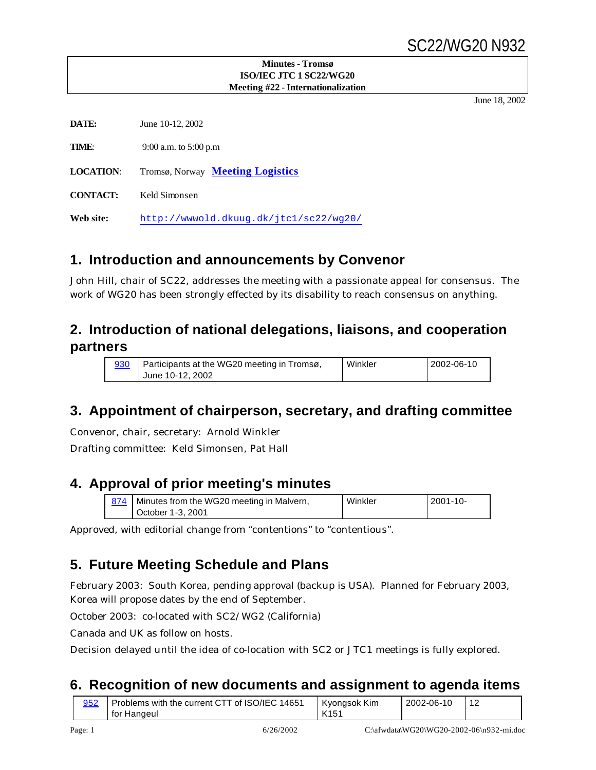# SC22/WG20 N932

**Minutes - Tromsø**
**ISO/IEC JTC 1 SC22/WG20**
**Meeting #22 - Internationalization**

June 18, 2002

**DATE:** June 10-12, 2002

**TIME:** 9:00 a.m. to 5:00 p.m

**LOCATION:** Tromsø, Norway **Meeting Logistics**

**CONTACT:** Keld Simonsen

**Web site:** http://wwwold.dkuug.dk/jtc1/sc22/wg20/

## 1. Introduction and announcements by Convenor

John Hill, chair of SC22, addresses the meeting with a passionate appeal for consensus. The work of WG20 has been strongly effected by its disability to reach consensus on anything.

## 2. Introduction of national delegations, liaisons, and cooperation partners

| 930 | Participants at the WG20 meeting in Tromsø, June 10-12, 2002 | Winkler | 2002-06-10 |
|---|---|---|---|

## 3. Appointment of chairperson, secretary, and drafting committee

Convenor, chair, secretary: Arnold Winkler

Drafting committee: Keld Simonsen, Pat Hall

## 4. Approval of prior meeting's minutes

| 874 | Minutes from the WG20 meeting in Malvern, October 1-3, 2001 | Winkler | 2001-10- |
|---|---|---|---|

Approved, with editorial change from "contentions" to "contentious".

## 5. Future Meeting Schedule and Plans

February 2003: South Korea, pending approval (backup is USA). Planned for February 2003, Korea will propose dates by the end of September.

October 2003: co-located with SC2/WG2 (California)

Canada and UK as follow on hosts.

Decision delayed until the idea of co-location with SC2 or JTC1 meetings is fully explored.

## 6. Recognition of new documents and assignment to agenda items

| 952 | Problems with the current CTT of ISO/IEC 14651 for Hangeul | Kyongsok Kim K151 | 2002-06-10 | 12 |
|---|---|---|---|---|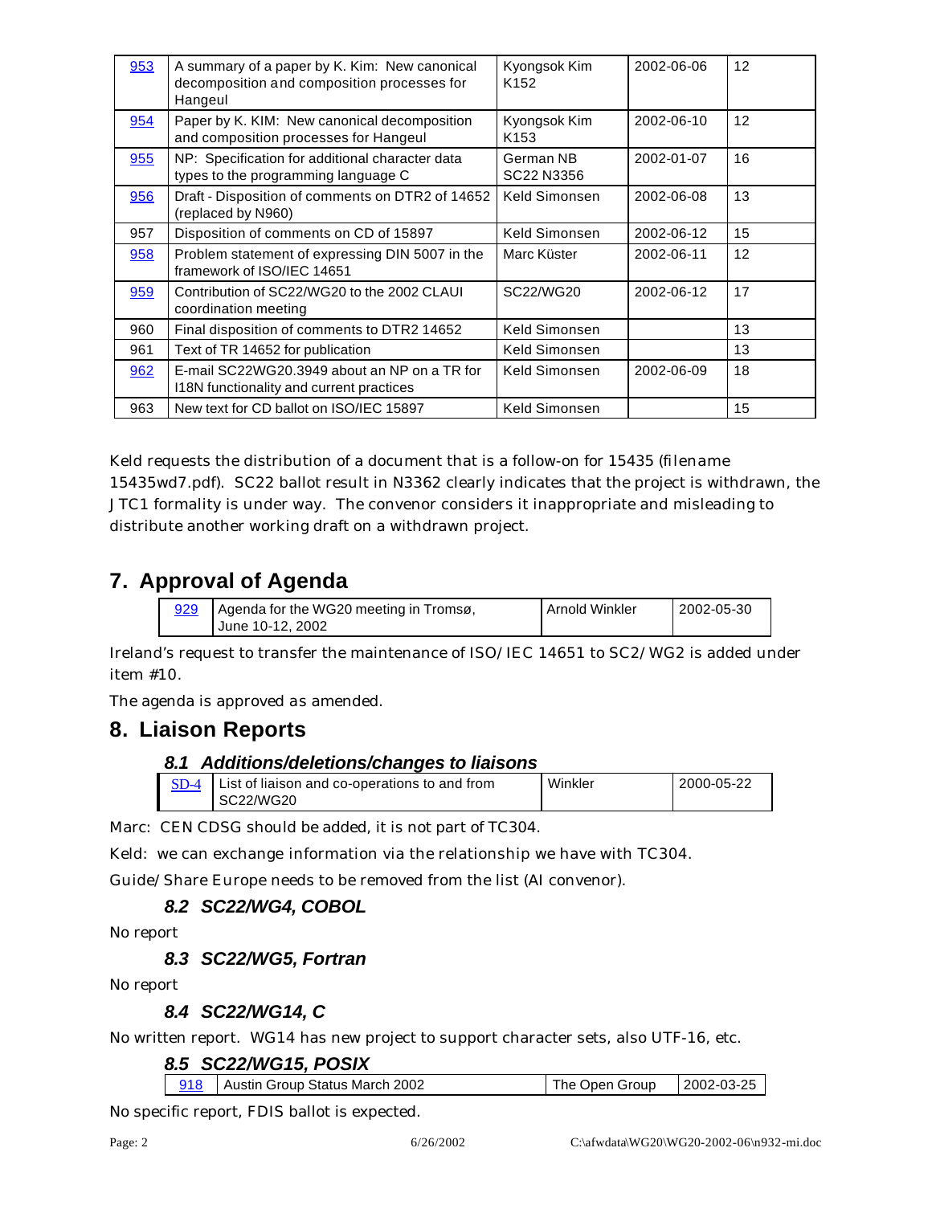| 953 | A summary of a paper by K. Kim: New canonical decomposition and composition processes for Hangeul | Kyongsok Kim K152 | 2002-06-06 | 12 |
|---|---|---|---|---|
| 954 | Paper by K. KIM: New canonical decomposition and composition processes for Hangeul | Kyongsok Kim K153 | 2002-06-10 | 12 |
| 955 | NP: Specification for additional character data types to the programming language C | German NB SC22 N3356 | 2002-01-07 | 16 |
| 956 | Draft - Disposition of comments on DTR2 of 14652 (replaced by N960) | Keld Simonsen | 2002-06-08 | 13 |
| 957 | Disposition of comments on CD of 15897 | Keld Simonsen | 2002-06-12 | 15 |
| 958 | Problem statement of expressing DIN 5007 in the framework of ISO/IEC 14651 | Marc Küster | 2002-06-11 | 12 |
| 959 | Contribution of SC22/WG20 to the 2002 CLAUI coordination meeting | SC22/WG20 | 2002-06-12 | 17 |
| 960 | Final disposition of comments to DTR2 14652 | Keld Simonsen | | 13 |
| 961 | Text of TR 14652 for publication | Keld Simonsen | | 13 |
| 962 | E-mail SC22WG20.3949 about an NP on a TR for I18N functionality and current practices | Keld Simonsen | 2002-06-09 | 18 |
| 963 | New text for CD ballot on ISO/IEC 15897 | Keld Simonsen | | 15 |

Keld requests the distribution of a document that is a follow-on for 15435 (filename 15435wd7.pdf). SC22 ballot result in N3362 clearly indicates that the project is withdrawn, the JTC1 formality is under way. The convenor considers it inappropriate and misleading to distribute another working draft on a withdrawn project.

# 7. Approval of Agenda

| 929 | Agenda for the WG20 meeting in Tromsø, June 10-12, 2002 | Arnold Winkler | 2002-05-30 |
|---|---|---|---|

Ireland's request to transfer the maintenance of ISO/IEC 14651 to SC2/WG2 is added under item #10.

The agenda is approved as amended.

# 8. Liaison Reports

## 8.1 Additions/deletions/changes to liaisons

| SD-4 | List of liaison and co-operations to and from SC22/WG20 | Winkler | 2000-05-22 |
|---|---|---|---|

Marc: CEN CDSG should be added, it is not part of TC304.

Keld: we can exchange information via the relationship we have with TC304.

Guide/Share Europe needs to be removed from the list (AI convenor).

## 8.2 SC22/WG4, COBOL

No report

## 8.3 SC22/WG5, Fortran

No report

## 8.4 SC22/WG14, C

No written report. WG14 has new project to support character sets, also UTF-16, etc.

## 8.5 SC22/WG15, POSIX

| 918 | Austin Group Status March 2002 | The Open Group | 2002-03-25 |
|---|---|---|---|

No specific report, FDIS ballot is expected.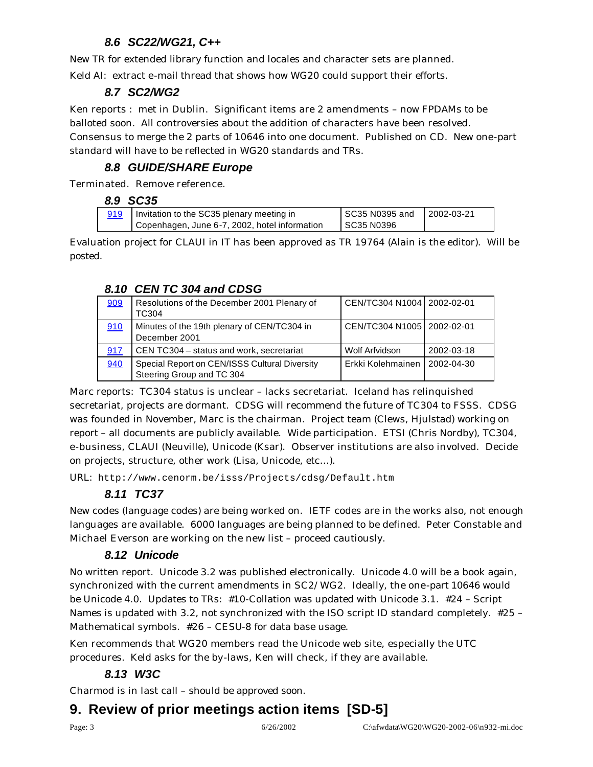### 8.6 SC22/WG21, C++

New TR for extended library function and locales and character sets are planned.

Keld AI: extract e-mail thread that shows how WG20 could support their efforts.

### 8.7 SC2/WG2

Ken reports : met in Dublin. Significant items are 2 amendments – now FPDAMs to be balloted soon. All controversies about the addition of characters have been resolved. Consensus to merge the 2 parts of 10646 into one document. Published on CD. New one-part standard will have to be reflected in WG20 standards and TRs.

### 8.8 GUIDE/SHARE Europe

Terminated. Remove reference.

### 8.9 SC35

| | | | |
|---|---|---|---|
| 919 | Invitation to the SC35 plenary meeting in Copenhagen, June 6-7, 2002, hotel information | SC35 N0395 and SC35 N0396 | 2002-03-21 |

Evaluation project for CLAUI in IT has been approved as TR 19764 (Alain is the editor). Will be posted.

### 8.10 CEN TC 304 and CDSG

| | | | |
|---|---|---|---|
| 909 | Resolutions of the December 2001 Plenary of TC304 | CEN/TC304 N1004 | 2002-02-01 |
| 910 | Minutes of the 19th plenary of CEN/TC304 in December 2001 | CEN/TC304 N1005 | 2002-02-01 |
| 917 | CEN TC304 – status and work, secretariat | Wolf Arfvidson | 2002-03-18 |
| 940 | Special Report on CEN/ISSS Cultural Diversity Steering Group and TC 304 | Erkki Kolehmainen | 2002-04-30 |

Marc reports: TC304 status is unclear – lacks secretariat. Iceland has relinquished secretariat, projects are dormant. CDSG will recommend the future of TC304 to FSSS. CDSG was founded in November, Marc is the chairman. Project team (Clews, Hjulstad) working on report – all documents are publicly available. Wide participation. ETSI (Chris Nordby), TC304, e-business, CLAUI (Neuville), Unicode (Ksar). Observer institutions are also involved. Decide on projects, structure, other work (Lisa, Unicode, etc…).

URL: `http://www.cenorm.be/isss/Projects/cdsg/Default.htm`

### 8.11 TC37

New codes (language codes) are being worked on. IETF codes are in the works also, not enough languages are available. 6000 languages are being planned to be defined. Peter Constable and Michael Everson are working on the new list – proceed cautiously.

### 8.12 Unicode

No written report. Unicode 3.2 was published electronically. Unicode 4.0 will be a book again, synchronized with the current amendments in SC2/WG2. Ideally, the one-part 10646 would be Unicode 4.0. Updates to TRs: #10-Collation was updated with Unicode 3.1. #24 – Script Names is updated with 3.2, not synchronized with the ISO script ID standard completely. #25 – Mathematical symbols. #26 – CESU-8 for data base usage.

Ken recommends that WG20 members read the Unicode web site, especially the UTC procedures. Keld asks for the by-laws, Ken will check, if they are available.

### 8.13 W3C

Charmod is in last call – should be approved soon.

## 9. Review of prior meetings action items [SD-5]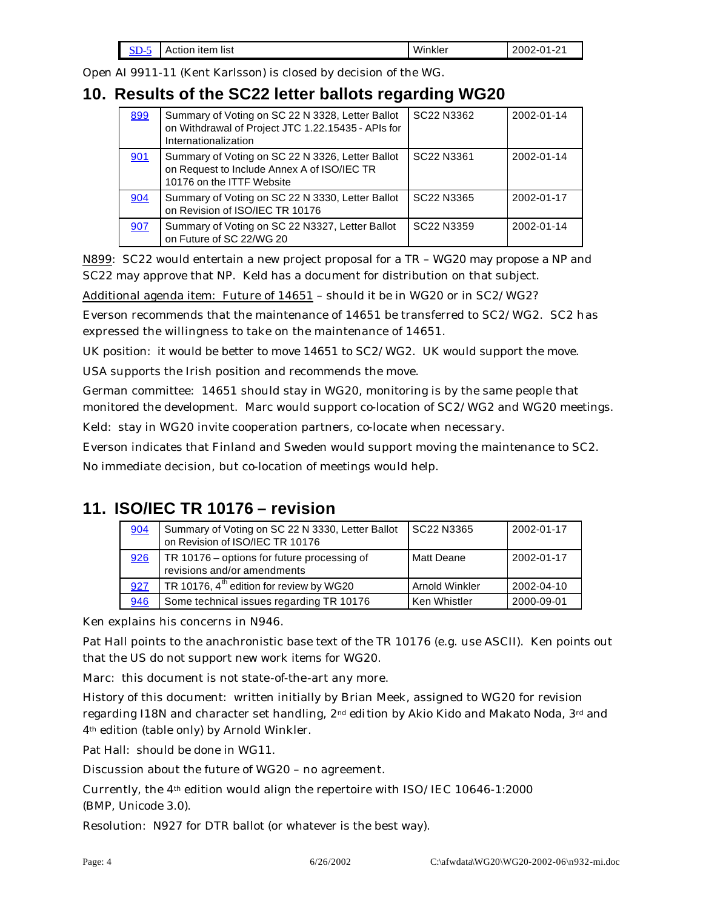| SD-5 | Action item list | Winkler | 2002-01-21 |
|---|---|---|---|

Open AI 9911-11 (Kent Karlsson) is closed by decision of the WG.

## 10. Results of the SC22 letter ballots regarding WG20

| 899 | Summary of Voting on SC 22 N 3328, Letter Ballot on Withdrawal of Project JTC 1.22.15435 - APIs for Internationalization | SC22 N3362 | 2002-01-14 |
|---|---|---|---|
| 901 | Summary of Voting on SC 22 N 3326, Letter Ballot on Request to Include Annex A of ISO/IEC TR 10176 on the ITTF Website | SC22 N3361 | 2002-01-14 |
| 904 | Summary of Voting on SC 22 N 3330, Letter Ballot on Revision of ISO/IEC TR 10176 | SC22 N3365 | 2002-01-17 |
| 907 | Summary of Voting on SC 22 N3327, Letter Ballot on Future of SC 22/WG 20 | SC22 N3359 | 2002-01-14 |

N899: SC22 would entertain a new project proposal for a TR – WG20 may propose a NP and SC22 may approve that NP. Keld has a document for distribution on that subject.

Additional agenda item: Future of 14651 – should it be in WG20 or in SC2/WG2?

Everson recommends that the maintenance of 14651 be transferred to SC2/WG2. SC2 has expressed the willingness to take on the maintenance of 14651.

UK position: it would be better to move 14651 to SC2/WG2. UK would support the move.

USA supports the Irish position and recommends the move.

German committee: 14651 should stay in WG20, monitoring is by the same people that monitored the development. Marc would support co-location of SC2/WG2 and WG20 meetings.

Keld: stay in WG20 invite cooperation partners, co-locate when necessary.

Everson indicates that Finland and Sweden would support moving the maintenance to SC2.

No immediate decision, but co-location of meetings would help.

## 11. ISO/IEC TR 10176 – revision

| 904 | Summary of Voting on SC 22 N 3330, Letter Ballot on Revision of ISO/IEC TR 10176 | SC22 N3365 | 2002-01-17 |
|---|---|---|---|
| 926 | TR 10176 – options for future processing of revisions and/or amendments | Matt Deane | 2002-01-17 |
| 927 | TR 10176, 4th edition for review by WG20 | Arnold Winkler | 2002-04-10 |
| 946 | Some technical issues regarding TR 10176 | Ken Whistler | 2000-09-01 |

Ken explains his concerns in N946.

Pat Hall points to the anachronistic base text of the TR 10176 (e.g. use ASCII). Ken points out that the US do not support new work items for WG20.

Marc: this document is not state-of-the-art any more.

History of this document: written initially by Brian Meek, assigned to WG20 for revision regarding I18N and character set handling, 2nd edition by Akio Kido and Makato Noda, 3rd and 4th edition (table only) by Arnold Winkler.

Pat Hall: should be done in WG11.

Discussion about the future of WG20 – no agreement.

Currently, the 4th edition would align the repertoire with ISO/IEC 10646-1:2000 (BMP, Unicode 3.0).

Resolution: N927 for DTR ballot (or whatever is the best way).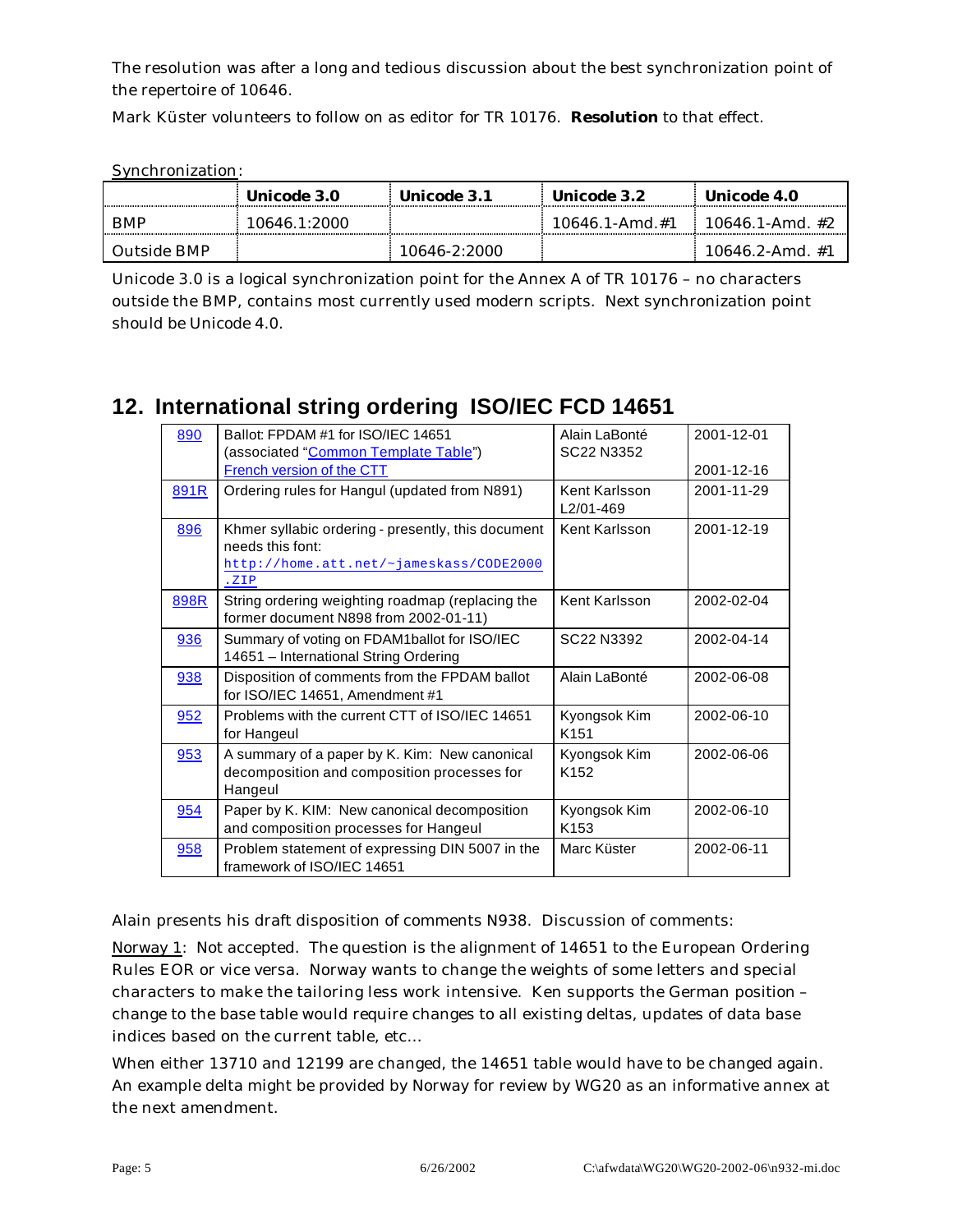The resolution was after a long and tedious discussion about the best synchronization point of the repertoire of 10646.

Mark Küster volunteers to follow on as editor for TR 10176. **Resolution** to that effect.

Synchronization:

| | **Unicode 3.0** | **Unicode 3.1** | **Unicode 3.2** | **Unicode 4.0** |
|---|---|---|---|---|
| BMP | 10646.1:2000 | | 10646.1-Amd.#1 | 10646.1-Amd. #2 |
| Outside BMP | | 10646-2:2000 | | 10646.2-Amd. #1 |

Unicode 3.0 is a logical synchronization point for the Annex A of TR 10176 – no characters outside the BMP, contains most currently used modern scripts. Next synchronization point should be Unicode 4.0.

## 12. International string ordering ISO/IEC FCD 14651

| | | | |
|---|---|---|---|
| 890 | Ballot: FPDAM #1 for ISO/IEC 14651 (associated "Common Template Table") French version of the CTT | Alain LaBonté SC22 N3352 | 2001-12-01 2001-12-16 |
| 891R | Ordering rules for Hangul (updated from N891) | Kent Karlsson L2/01-469 | 2001-11-29 |
| 896 | Khmer syllabic ordering - presently, this document needs this font: `http://home.att.net/~jameskass/CODE2000.ZIP` | Kent Karlsson | 2001-12-19 |
| 898R | String ordering weighting roadmap (replacing the former document N898 from 2002-01-11) | Kent Karlsson | 2002-02-04 |
| 936 | Summary of voting on FDAM1ballot for ISO/IEC 14651 – International String Ordering | SC22 N3392 | 2002-04-14 |
| 938 | Disposition of comments from the FPDAM ballot for ISO/IEC 14651, Amendment #1 | Alain LaBonté | 2002-06-08 |
| 952 | Problems with the current CTT of ISO/IEC 14651 for Hangeul | Kyongsok Kim K151 | 2002-06-10 |
| 953 | A summary of a paper by K. Kim: New canonical decomposition and composition processes for Hangeul | Kyongsok Kim K152 | 2002-06-06 |
| 954 | Paper by K. KIM: New canonical decomposition and composition processes for Hangeul | Kyongsok Kim K153 | 2002-06-10 |
| 958 | Problem statement of expressing DIN 5007 in the framework of ISO/IEC 14651 | Marc Küster | 2002-06-11 |

Alain presents his draft disposition of comments N938. Discussion of comments:

Norway 1: Not accepted. The question is the alignment of 14651 to the European Ordering Rules EOR or vice versa. Norway wants to change the weights of some letters and special characters to make the tailoring less work intensive. Ken supports the German position – change to the base table would require changes to all existing deltas, updates of data base indices based on the current table, etc...

When either 13710 and 12199 are changed, the 14651 table would have to be changed again. An example delta might be provided by Norway for review by WG20 as an informative annex at the next amendment.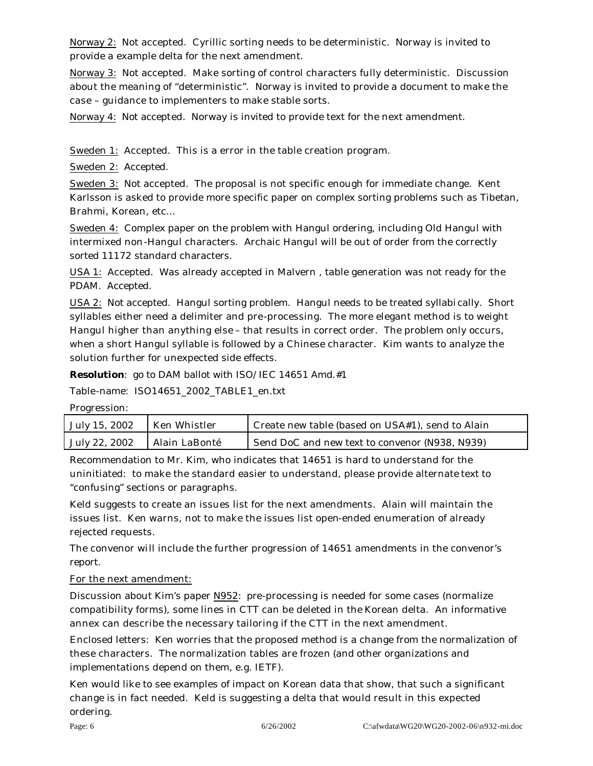Norway 2: Not accepted. Cyrillic sorting needs to be deterministic. Norway is invited to provide a example delta for the next amendment.

Norway 3: Not accepted. Make sorting of control characters fully deterministic. Discussion about the meaning of "deterministic". Norway is invited to provide a document to make the case – guidance to implementers to make stable sorts.

Norway 4: Not accepted. Norway is invited to provide text for the next amendment.

Sweden 1: Accepted. This is a error in the table creation program.

Sweden 2: Accepted.

Sweden 3: Not accepted. The proposal is not specific enough for immediate change. Kent Karlsson is asked to provide more specific paper on complex sorting problems such as Tibetan, Brahmi, Korean, etc…

Sweden 4: Complex paper on the problem with Hangul ordering, including Old Hangul with intermixed non-Hangul characters. Archaic Hangul will be out of order from the correctly sorted 11172 standard characters.

USA 1: Accepted. Was already accepted in Malvern , table generation was not ready for the PDAM. Accepted.

USA 2: Not accepted. Hangul sorting problem. Hangul needs to be treated syllabically. Short syllables either need a delimiter and pre-processing. The more elegant method is to weight Hangul higher than anything else – that results in correct order. The problem only occurs, when a short Hangul syllable is followed by a Chinese character. Kim wants to analyze the solution further for unexpected side effects.

**Resolution**: go to DAM ballot with ISO/IEC 14651 Amd.#1

Table-name: ISO14651_2002_TABLE1_en.txt

Progression:

| | | |
|---|---|---|
| July 15, 2002 | Ken Whistler | Create new table (based on USA#1), send to Alain |
| July 22, 2002 | Alain LaBonté | Send DoC and new text to convenor (N938, N939) |

Recommendation to Mr. Kim, who indicates that 14651 is hard to understand for the uninitiated: to make the standard easier to understand, please provide alternate text to "confusing" sections or paragraphs.

Keld suggests to create an issues list for the next amendments. Alain will maintain the issues list. Ken warns, not to make the issues list open-ended enumeration of already rejected requests.

The convenor will include the further progression of 14651 amendments in the convenor's report.

For the next amendment:

Discussion about Kim's paper N952: pre-processing is needed for some cases (normalize compatibility forms), some lines in CTT can be deleted in the Korean delta. An informative annex can describe the necessary tailoring if the CTT in the next amendment.

Enclosed letters: Ken worries that the proposed method is a change from the normalization of these characters. The normalization tables are frozen (and other organizations and implementations depend on them, e.g. IETF).

Ken would like to see examples of impact on Korean data that show, that such a significant change is in fact needed. Keld is suggesting a delta that would result in this expected ordering.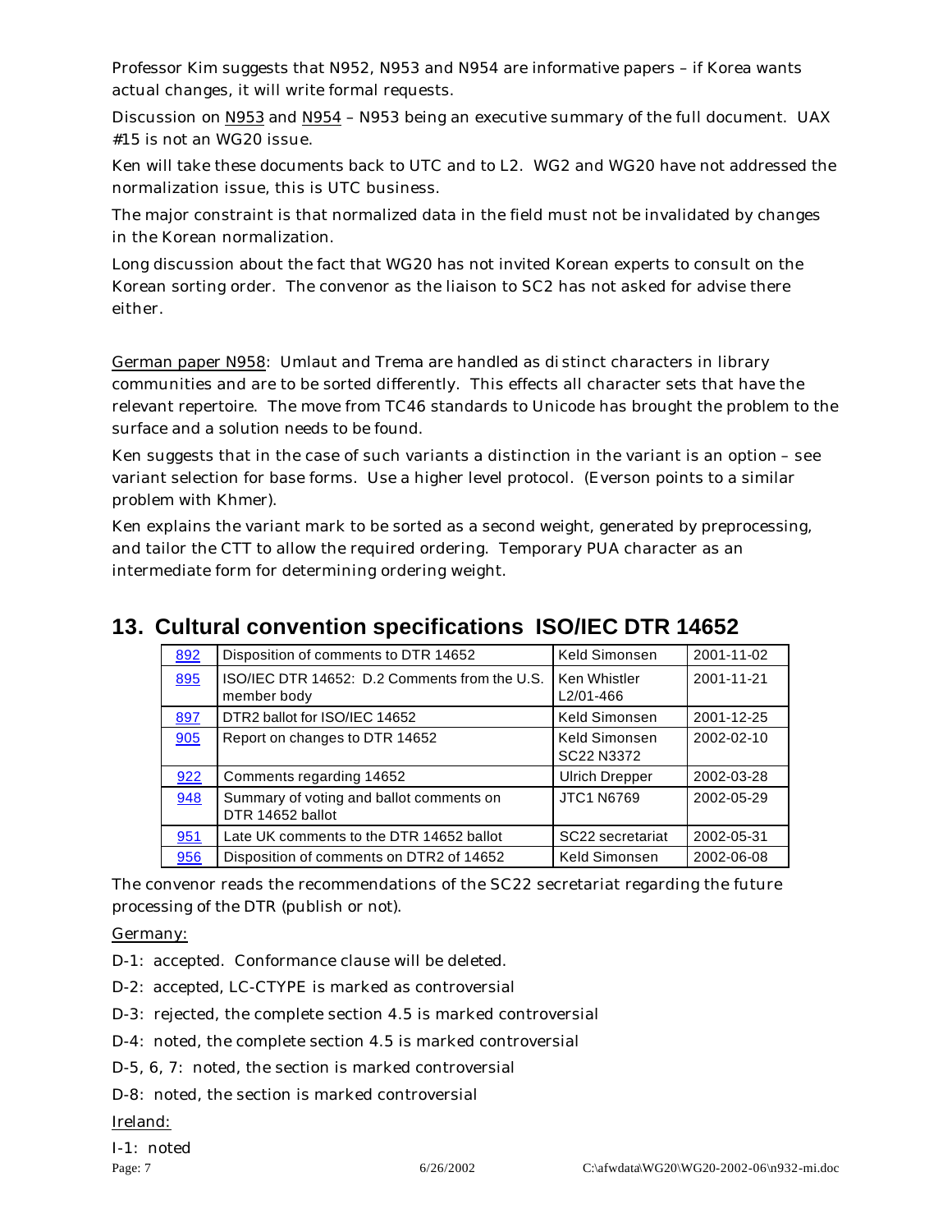Professor Kim suggests that N952, N953 and N954 are informative papers – if Korea wants actual changes, it will write formal requests.

Discussion on N953 and N954 – N953 being an executive summary of the full document. UAX #15 is not an WG20 issue.

Ken will take these documents back to UTC and to L2. WG2 and WG20 have not addressed the normalization issue, this is UTC business.

The major constraint is that normalized data in the field must not be invalidated by changes in the Korean normalization.

Long discussion about the fact that WG20 has not invited Korean experts to consult on the Korean sorting order. The convenor as the liaison to SC2 has not asked for advise there either.

German paper N958: Umlaut and Trema are handled as distinct characters in library communities and are to be sorted differently. This effects all character sets that have the relevant repertoire. The move from TC46 standards to Unicode has brought the problem to the surface and a solution needs to be found.

Ken suggests that in the case of such variants a distinction in the variant is an option – see variant selection for base forms. Use a higher level protocol. (Everson points to a similar problem with Khmer).

Ken explains the variant mark to be sorted as a second weight, generated by preprocessing, and tailor the CTT to allow the required ordering. Temporary PUA character as an intermediate form for determining ordering weight.

## 13. Cultural convention specifications ISO/IEC DTR 14652

| 892 | Disposition of comments to DTR 14652 | Keld Simonsen | 2001-11-02 |
|---|---|---|---|
| 895 | ISO/IEC DTR 14652: D.2 Comments from the U.S. member body | Ken Whistler L2/01-466 | 2001-11-21 |
| 897 | DTR2 ballot for ISO/IEC 14652 | Keld Simonsen | 2001-12-25 |
| 905 | Report on changes to DTR 14652 | Keld Simonsen SC22 N3372 | 2002-02-10 |
| 922 | Comments regarding 14652 | Ulrich Drepper | 2002-03-28 |
| 948 | Summary of voting and ballot comments on DTR 14652 ballot | JTC1 N6769 | 2002-05-29 |
| 951 | Late UK comments to the DTR 14652 ballot | SC22 secretariat | 2002-05-31 |
| 956 | Disposition of comments on DTR2 of 14652 | Keld Simonsen | 2002-06-08 |

The convenor reads the recommendations of the SC22 secretariat regarding the future processing of the DTR (publish or not).

Germany:

D-1: accepted. Conformance clause will be deleted.

D-2: accepted, LC-CTYPE is marked as controversial

D-3: rejected, the complete section 4.5 is marked controversial

D-4: noted, the complete section 4.5 is marked controversial

D-5, 6, 7: noted, the section is marked controversial

D-8: noted, the section is marked controversial

Ireland:

I-1: noted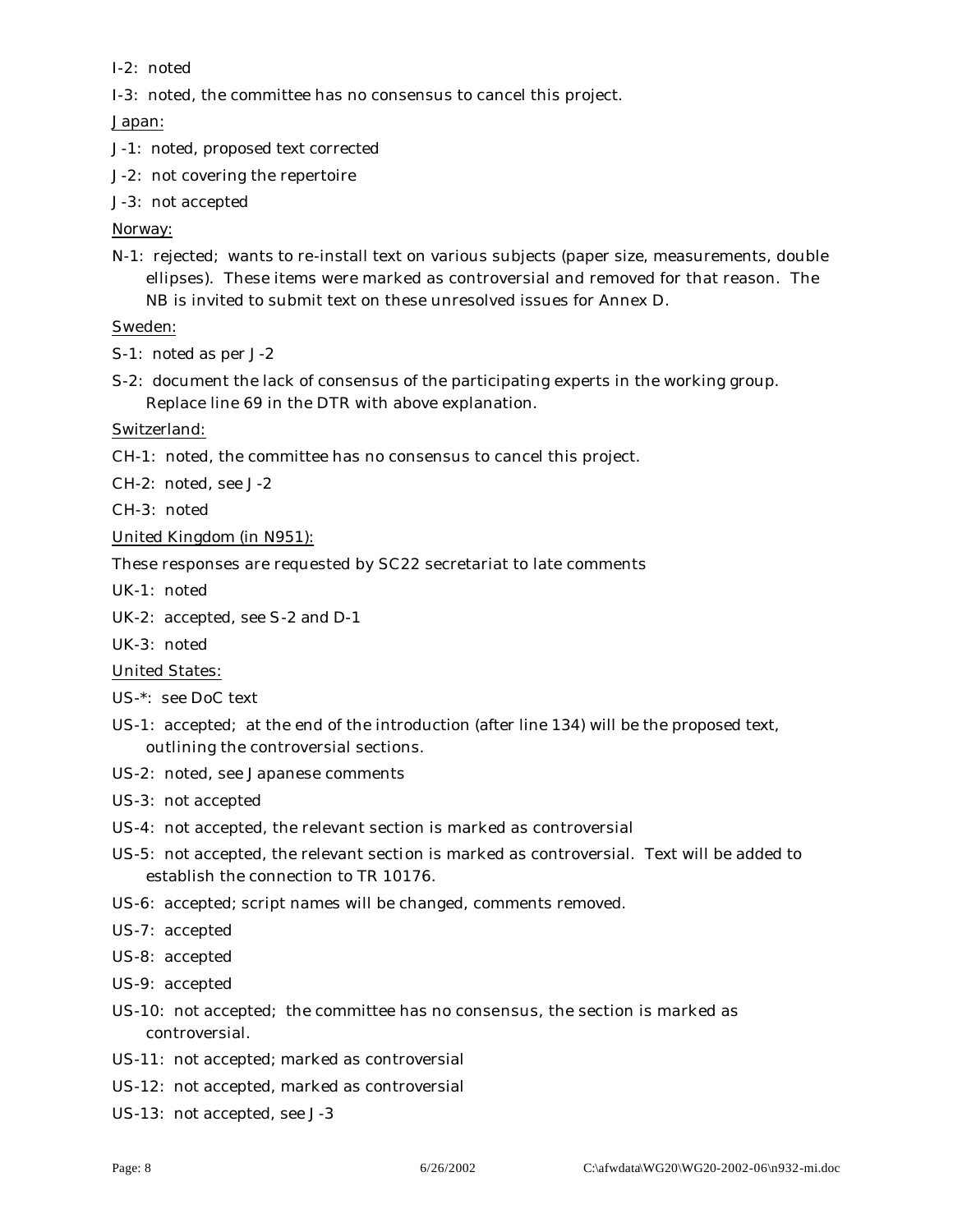I-2: noted

I-3: noted, the committee has no consensus to cancel this project.

<u>Japan:</u>

J-1: noted, proposed text corrected

J-2: not covering the repertoire

J-3: not accepted

<u>Norway:</u>

N-1: rejected; wants to re-install text on various subjects (paper size, measurements, double ellipses). These items were marked as controversial and removed for that reason. The NB is invited to submit text on these unresolved issues for Annex D.

<u>Sweden:</u>

S-1: noted as per J-2

S-2: document the lack of consensus of the participating experts in the working group. Replace line 69 in the DTR with above explanation.

<u>Switzerland:</u>

CH-1: noted, the committee has no consensus to cancel this project.

CH-2: noted, see J-2

CH-3: noted

<u>United Kingdom (in N951):</u>

These responses are requested by SC22 secretariat to late comments

UK-1: noted

UK-2: accepted, see S-2 and D-1

UK-3: noted

<u>United States:</u>

US-*: see DoC text

US-1: accepted; at the end of the introduction (after line 134) will be the proposed text, outlining the controversial sections.

US-2: noted, see Japanese comments

US-3: not accepted

US-4: not accepted, the relevant section is marked as controversial

US-5: not accepted, the relevant section is marked as controversial. Text will be added to establish the connection to TR 10176.

US-6: accepted; script names will be changed, comments removed.

US-7: accepted

US-8: accepted

US-9: accepted

US-10: not accepted; the committee has no consensus, the section is marked as controversial.

US-11: not accepted; marked as controversial

US-12: not accepted, marked as controversial

US-13: not accepted, see J-3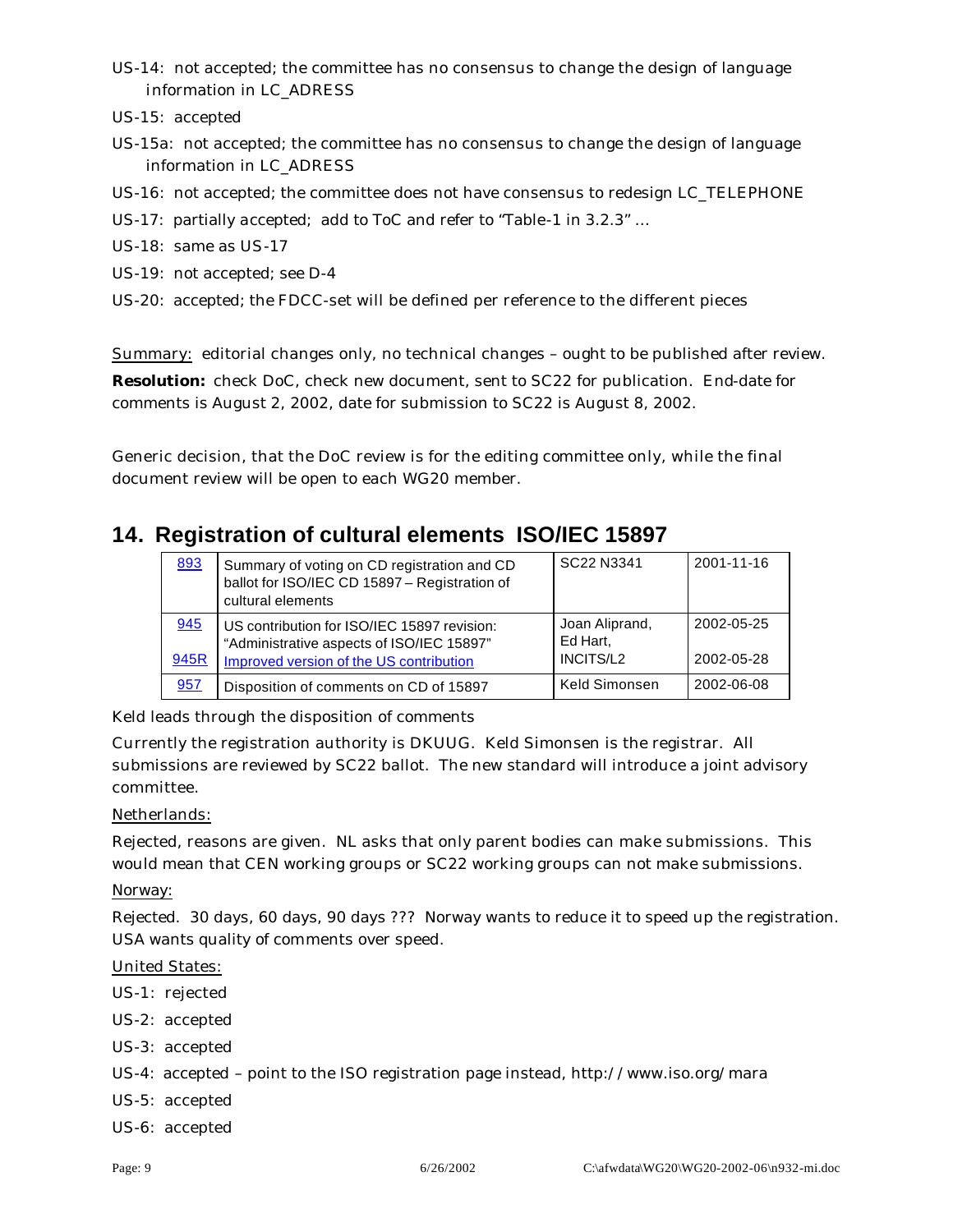US-14: not accepted; the committee has no consensus to change the design of language information in LC_ADRESS

US-15: accepted

US-15a: not accepted; the committee has no consensus to change the design of language information in LC_ADRESS

US-16: not accepted; the committee does not have consensus to redesign LC_TELEPHONE

US-17: partially accepted; add to ToC and refer to "Table-1 in 3.2.3" …

US-18: same as US-17

US-19: not accepted; see D-4

US-20: accepted; the FDCC-set will be defined per reference to the different pieces

Summary: editorial changes only, no technical changes – ought to be published after review.

**Resolution:** check DoC, check new document, sent to SC22 for publication. End-date for comments is August 2, 2002, date for submission to SC22 is August 8, 2002.

Generic decision, that the DoC review is for the editing committee only, while the final document review will be open to each WG20 member.

## 14. Registration of cultural elements ISO/IEC 15897

| | | | |
|---|---|---|---|
| 893 | Summary of voting on CD registration and CD ballot for ISO/IEC CD 15897 – Registration of cultural elements | SC22 N3341 | 2001-11-16 |
| 945<br>945R | US contribution for ISO/IEC 15897 revision: "Administrative aspects of ISO/IEC 15897"<br>Improved version of the US contribution | Joan Aliprand, Ed Hart, INCITS/L2 | 2002-05-25<br>2002-05-28 |
| 957 | Disposition of comments on CD of 15897 | Keld Simonsen | 2002-06-08 |

Keld leads through the disposition of comments

Currently the registration authority is DKUUG. Keld Simonsen is the registrar. All submissions are reviewed by SC22 ballot. The new standard will introduce a joint advisory committee.

Netherlands:

Rejected, reasons are given. NL asks that only parent bodies can make submissions. This would mean that CEN working groups or SC22 working groups can not make submissions.

Norway:

Rejected. 30 days, 60 days, 90 days ??? Norway wants to reduce it to speed up the registration. USA wants quality of comments over speed.

United States:

US-1: rejected

US-2: accepted

US-3: accepted

US-4: accepted – point to the ISO registration page instead, http://www.iso.org/mara

US-5: accepted

US-6: accepted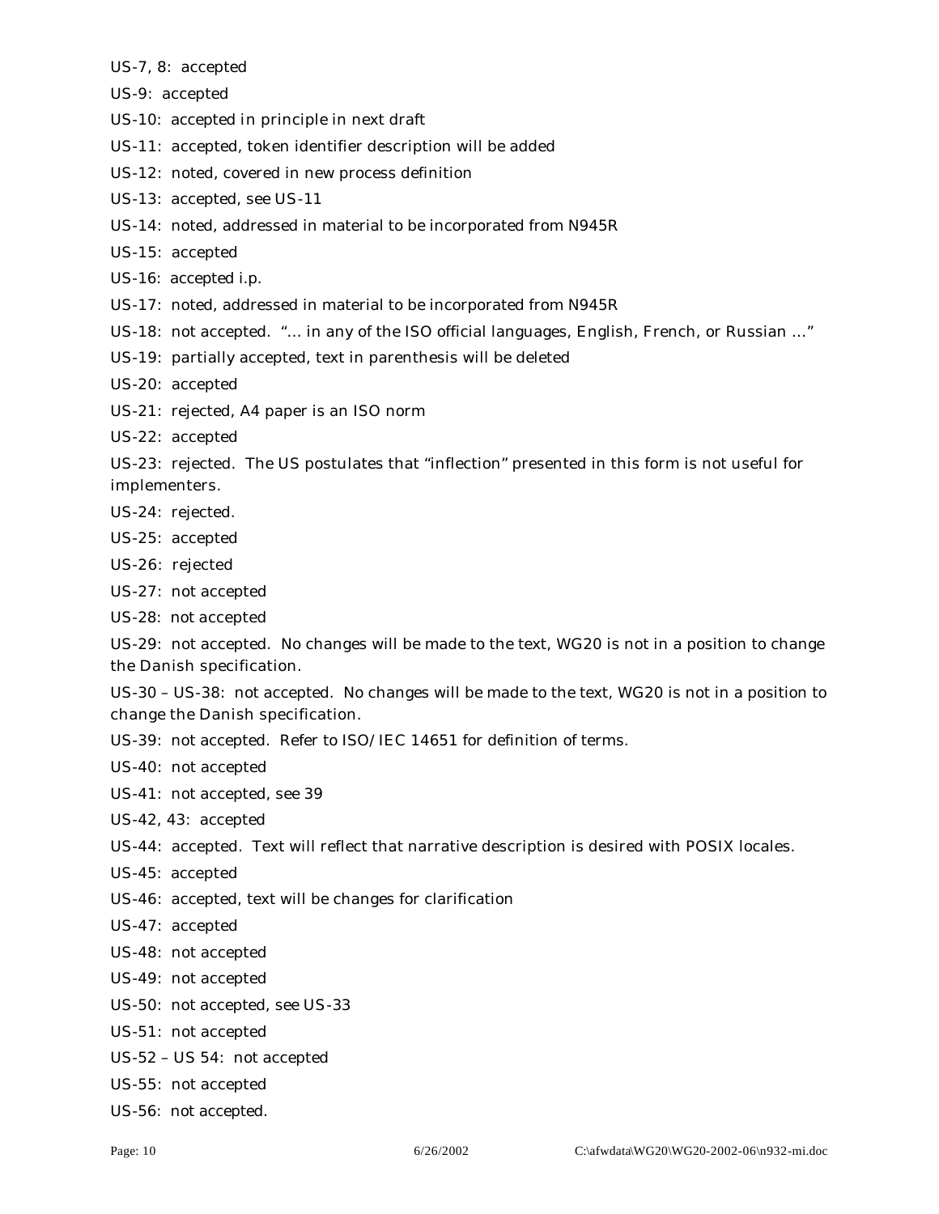US-7, 8: accepted

US-9: accepted

US-10: accepted in principle in next draft

US-11: accepted, token identifier description will be added

US-12: noted, covered in new process definition

US-13: accepted, see US-11

US-14: noted, addressed in material to be incorporated from N945R

US-15: accepted

US-16: accepted i.p.

US-17: noted, addressed in material to be incorporated from N945R

US-18: not accepted. "… in any of the ISO official languages, English, French, or Russian …"

US-19: partially accepted, text in parenthesis will be deleted

US-20: accepted

US-21: rejected, A4 paper is an ISO norm

US-22: accepted

US-23: rejected. The US postulates that "inflection" presented in this form is not useful for implementers.

US-24: rejected.

US-25: accepted

US-26: rejected

US-27: not accepted

US-28: not accepted

US-29: not accepted. No changes will be made to the text, WG20 is not in a position to change the Danish specification.

US-30 – US-38: not accepted. No changes will be made to the text, WG20 is not in a position to change the Danish specification.

US-39: not accepted. Refer to ISO/IEC 14651 for definition of terms.

US-40: not accepted

US-41: not accepted, see 39

US-42, 43: accepted

US-44: accepted. Text will reflect that narrative description is desired with POSIX locales.

US-45: accepted

US-46: accepted, text will be changes for clarification

US-47: accepted

US-48: not accepted

US-49: not accepted

US-50: not accepted, see US-33

US-51: not accepted

US-52 – US 54: not accepted

US-55: not accepted

US-56: not accepted.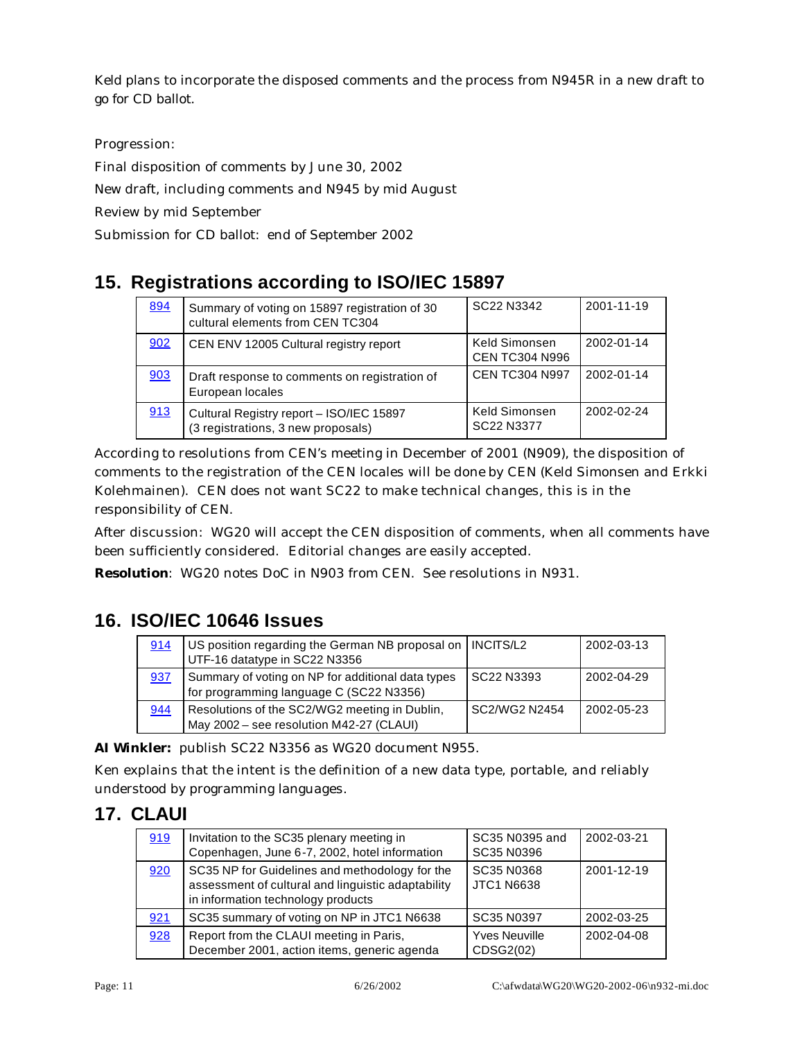Keld plans to incorporate the disposed comments and the process from N945R in a new draft to go for CD ballot.

Progression:

Final disposition of comments by June 30, 2002

New draft, including comments and N945 by mid August

Review by mid September

Submission for CD ballot: end of September 2002

## 15. Registrations according to ISO/IEC 15897

| | | | |
|---|---|---|---|
| 894 | Summary of voting on 15897 registration of 30 cultural elements from CEN TC304 | SC22 N3342 | 2001-11-19 |
| 902 | CEN ENV 12005 Cultural registry report | Keld Simonsen CEN TC304 N996 | 2002-01-14 |
| 903 | Draft response to comments on registration of European locales | CEN TC304 N997 | 2002-01-14 |
| 913 | Cultural Registry report – ISO/IEC 15897 (3 registrations, 3 new proposals) | Keld Simonsen SC22 N3377 | 2002-02-24 |

According to resolutions from CEN's meeting in December of 2001 (N909), the disposition of comments to the registration of the CEN locales will be done by CEN (Keld Simonsen and Erkki Kolehmainen). CEN does not want SC22 to make technical changes, this is in the responsibility of CEN.

After discussion: WG20 will accept the CEN disposition of comments, when all comments have been sufficiently considered. Editorial changes are easily accepted.

**Resolution**: WG20 notes DoC in N903 from CEN. See resolutions in N931.

## 16. ISO/IEC 10646 Issues

| | | | |
|---|---|---|---|
| 914 | US position regarding the German NB proposal on UTF-16 datatype in SC22 N3356 | INCITS/L2 | 2002-03-13 |
| 937 | Summary of voting on NP for additional data types for programming language C (SC22 N3356) | SC22 N3393 | 2002-04-29 |
| 944 | Resolutions of the SC2/WG2 meeting in Dublin, May 2002 – see resolution M42-27 (CLAUI) | SC2/WG2 N2454 | 2002-05-23 |

**AI Winkler:** publish SC22 N3356 as WG20 document N955.

Ken explains that the intent is the definition of a new data type, portable, and reliably understood by programming languages.

## 17. CLAUI

| | | | |
|---|---|---|---|
| 919 | Invitation to the SC35 plenary meeting in Copenhagen, June 6-7, 2002, hotel information | SC35 N0395 and SC35 N0396 | 2002-03-21 |
| 920 | SC35 NP for Guidelines and methodology for the assessment of cultural and linguistic adaptability in information technology products | SC35 N0368 JTC1 N6638 | 2001-12-19 |
| 921 | SC35 summary of voting on NP in JTC1 N6638 | SC35 N0397 | 2002-03-25 |
| 928 | Report from the CLAUI meeting in Paris, December 2001, action items, generic agenda | Yves Neuville CDSG2(02) | 2002-04-08 |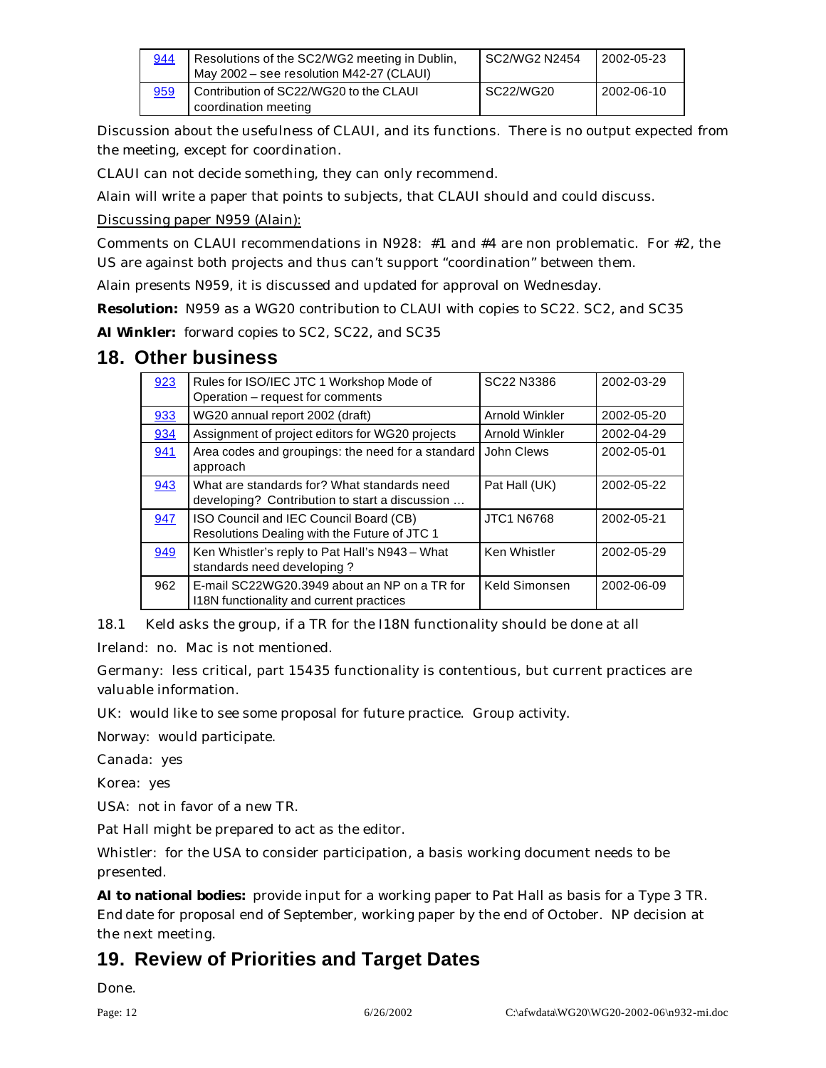| [944](#) | Resolutions of the SC2/WG2 meeting in Dublin, May 2002 – see resolution M42-27 (CLAUI) | SC2/WG2 N2454 | 2002-05-23 |
|---|---|---|---|
| [959](#) | Contribution of SC22/WG20 to the CLAUI coordination meeting | SC22/WG20 | 2002-06-10 |

Discussion about the usefulness of CLAUI, and its functions. There is no output expected from the meeting, except for coordination.

CLAUI can not decide something, they can only recommend.

Alain will write a paper that points to subjects, that CLAUI should and could discuss.

Discussing paper N959 (Alain):

Comments on CLAUI recommendations in N928: #1 and #4 are non problematic. For #2, the US are against both projects and thus can't support "coordination" between them.

Alain presents N959, it is discussed and updated for approval on Wednesday.

**Resolution:** N959 as a WG20 contribution to CLAUI with copies to SC22. SC2, and SC35

**AI Winkler:** forward copies to SC2, SC22, and SC35

## 18. Other business

| [923](#) | Rules for ISO/IEC JTC 1 Workshop Mode of Operation – request for comments | SC22 N3386 | 2002-03-29 |
|---|---|---|---|
| [933](#) | WG20 annual report 2002 (draft) | Arnold Winkler | 2002-05-20 |
| [934](#) | Assignment of project editors for WG20 projects | Arnold Winkler | 2002-04-29 |
| [941](#) | Area codes and groupings: the need for a standard approach | John Clews | 2002-05-01 |
| [943](#) | What are standards for? What standards need developing? Contribution to start a discussion … | Pat Hall (UK) | 2002-05-22 |
| [947](#) | ISO Council and IEC Council Board (CB) Resolutions Dealing with the Future of JTC 1 | JTC1 N6768 | 2002-05-21 |
| [949](#) | Ken Whistler's reply to Pat Hall's N943 – What standards need developing ? | Ken Whistler | 2002-05-29 |
| 962 | E-mail SC22WG20.3949 about an NP on a TR for I18N functionality and current practices | Keld Simonsen | 2002-06-09 |

18.1 Keld asks the group, if a TR for the I18N functionality should be done at all

Ireland: no. Mac is not mentioned.

Germany: less critical, part 15435 functionality is contentious, but current practices are valuable information.

UK: would like to see some proposal for future practice. Group activity.

Norway: would participate.

Canada: yes

Korea: yes

USA: not in favor of a new TR.

Pat Hall might be prepared to act as the editor.

Whistler: for the USA to consider participation, a basis working document needs to be presented.

**AI to national bodies:** provide input for a working paper to Pat Hall as basis for a Type 3 TR. End date for proposal end of September, working paper by the end of October. NP decision at the next meeting.

## 19. Review of Priorities and Target Dates

Done.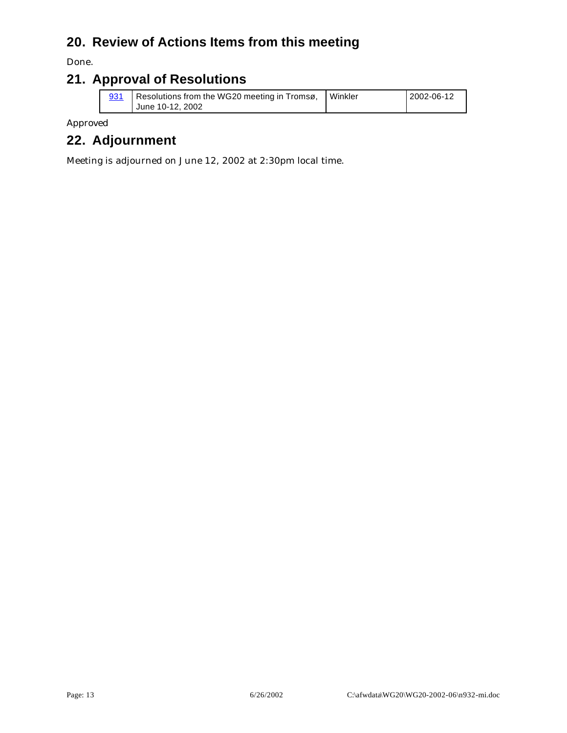## 20. Review of Actions Items from this meeting

Done.

## 21. Approval of Resolutions

| | | | |
|---|---|---|---|
| 931 | Resolutions from the WG20 meeting in Tromsø, June 10-12, 2002 | Winkler | 2002-06-12 |

Approved

## 22. Adjournment

Meeting is adjourned on June 12, 2002 at 2:30pm local time.